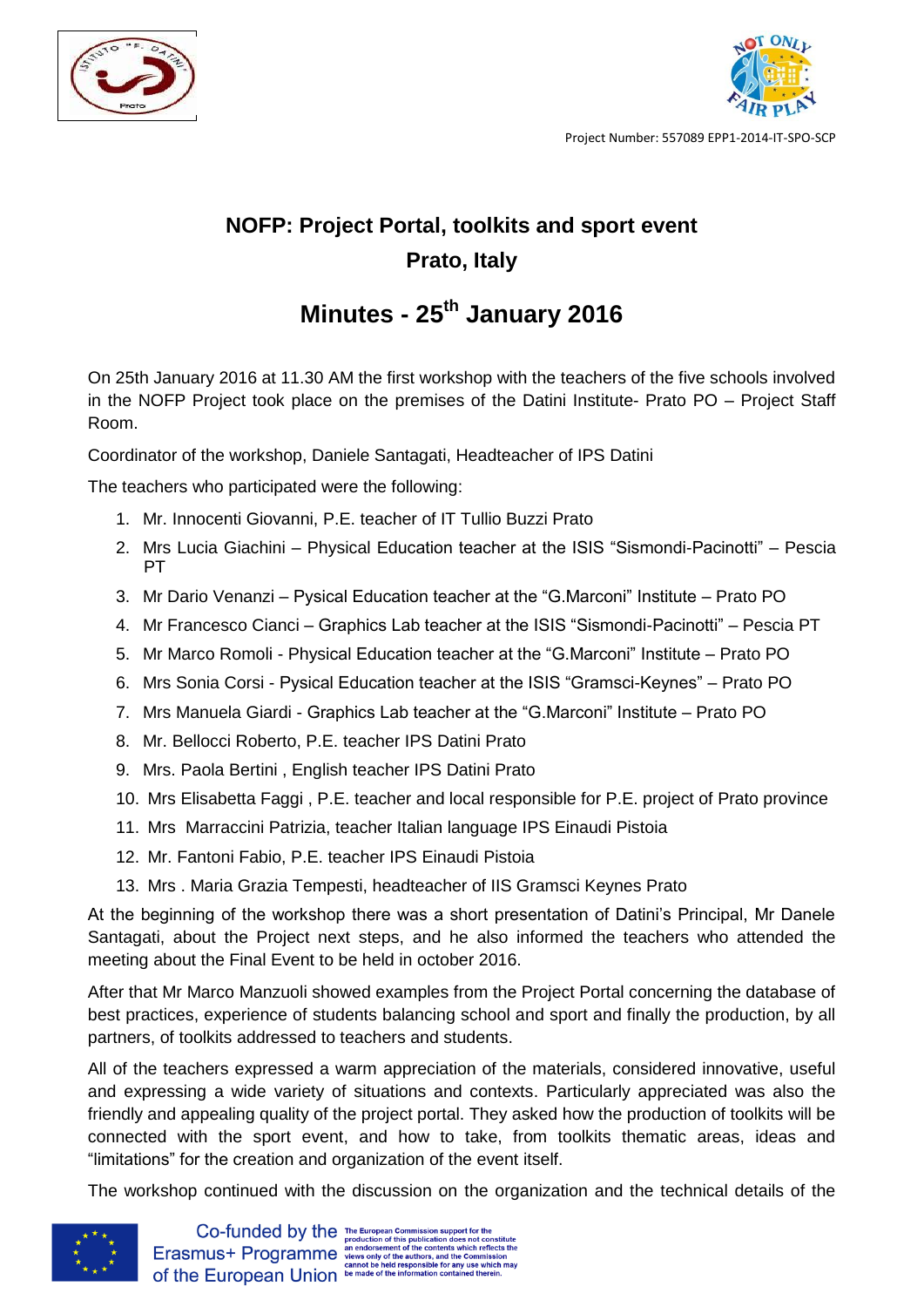Project Number: 557089 EPP1-2014-IT-SPO-SCP

# NOFP: Project Portal, toolkits and sport event

## Prato, Italy

# Minutes - 25th January 2016

On 25th January 2016 at 11.30 AM the first workshop with the teachers of the five schools involved in the NOFP Project took place on the premises of the Datini Institute- Prato PO – Project Staff Room.

Coordinator of the workshop, Daniele Santagati, Headteacher of IPS Datini

The teachers who participated were the following:

1. Mr. Innocenti Giovanni, P.E. teacher of IT Tullio Buzzi Prato
2. Mrs Lucia Giachini – Physical Education teacher at the ISIS "Sismondi-Pacinotti" – Pescia PT
3. Mr Dario Venanzi – Pysical Education teacher at the "G.Marconi" Institute – Prato PO
4. Mr Francesco Cianci – Graphics Lab teacher at the ISIS "Sismondi-Pacinotti" – Pescia PT
5. Mr Marco Romoli - Physical Education teacher at the "G.Marconi" Institute – Prato PO
6. Mrs Sonia Corsi - Pysical Education teacher at the ISIS "Gramsci-Keynes" – Prato PO
7. Mrs Manuela Giardi - Graphics Lab teacher at the "G.Marconi" Institute – Prato PO
8. Mr. Bellocci Roberto, P.E. teacher IPS Datini Prato
9. Mrs. Paola Bertini , English teacher IPS Datini Prato
10. Mrs Elisabetta Faggi , P.E. teacher and local responsible for P.E. project of Prato province
11. Mrs Marraccini Patrizia, teacher Italian language IPS Einaudi Pistoia
12. Mr. Fantoni Fabio, P.E. teacher IPS Einaudi Pistoia
13. Mrs . Maria Grazia Tempesti, headteacher of IIS Gramsci Keynes Prato

At the beginning of the workshop there was a short presentation of Datini's Principal, Mr Danele Santagati, about the Project next steps, and he also informed the teachers who attended the meeting about the Final Event to be held in october 2016.

After that Mr Marco Manzuoli showed examples from the Project Portal concerning the database of best practices, experience of students balancing school and sport and finally the production, by all partners, of toolkits addressed to teachers and students.

All of the teachers expressed a warm appreciation of the materials, considered innovative, useful and expressing a wide variety of situations and contexts. Particularly appreciated was also the friendly and appealing quality of the project portal. They asked how the production of toolkits will be connected with the sport event, and how to take, from toolkits thematic areas, ideas and "limitations" for the creation and organization of the event itself.

The workshop continued with the discussion on the organization and the technical details of the

Co-funded by the Erasmus+ Programme of the European Union

The European Commission support for the production of this publication does not constitute an endorsement of the contents which reflects the views only of the authors, and the Commission cannot be held responsible for any use which may be made of the information contained therein.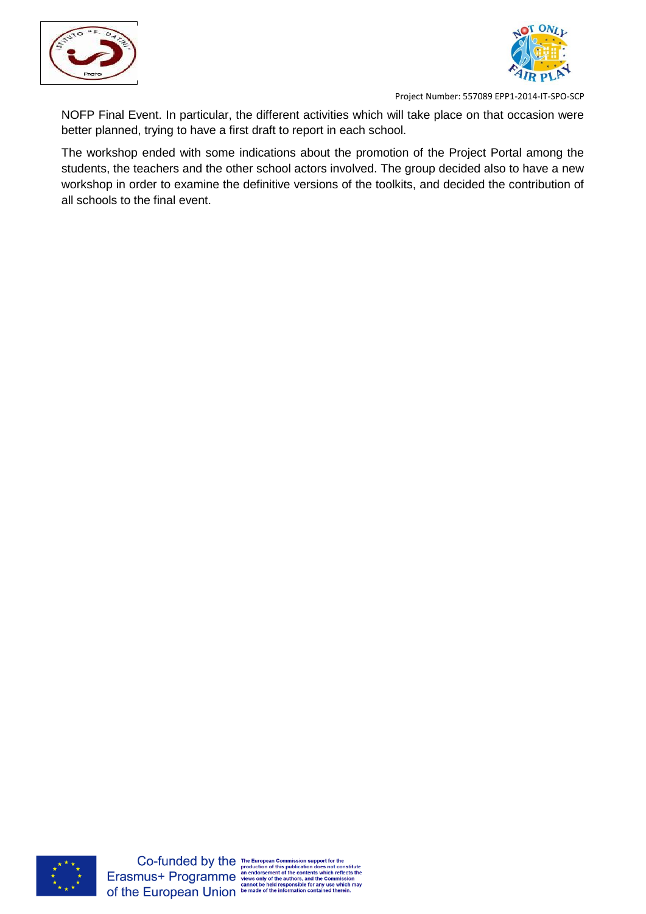NOFP Final Event. In particular, the different activities which will take place on that occasion were better planned, trying to have a first draft to report in each school.

The workshop ended with some indications about the promotion of the Project Portal among the students, the teachers and the other school actors involved. The group decided also to have a new workshop in order to examine the definitive versions of the toolkits, and decided the contribution of all schools to the final event.